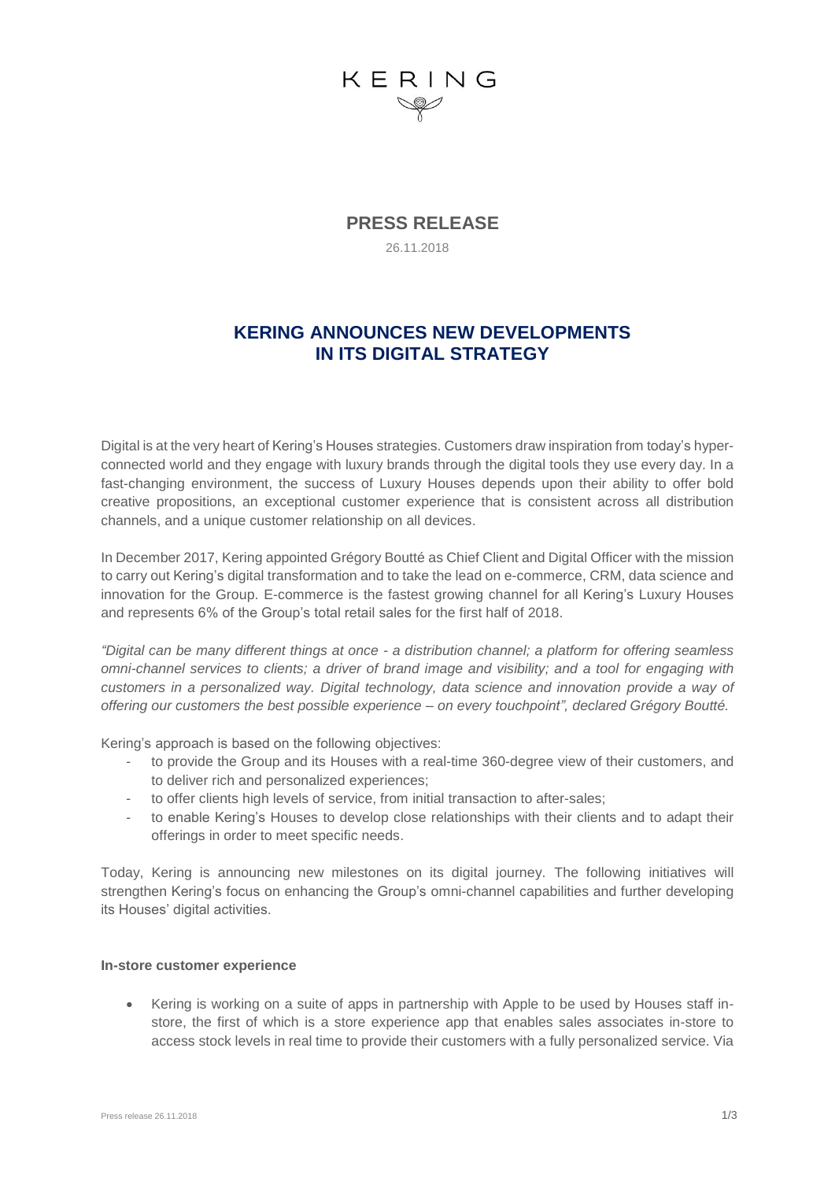KERING

# PRESS RELEASE

26.11.2018

## KERING ANNOUNCES NEW DEVELOPMENTS IN ITS DIGITAL STRATEGY

Digital is at the very heart of Kering's Houses strategies. Customers draw inspiration from today's hyper-connected world and they engage with luxury brands through the digital tools they use every day. In a fast-changing environment, the success of Luxury Houses depends upon their ability to offer bold creative propositions, an exceptional customer experience that is consistent across all distribution channels, and a unique customer relationship on all devices.

In December 2017, Kering appointed Grégory Boutté as Chief Client and Digital Officer with the mission to carry out Kering's digital transformation and to take the lead on e-commerce, CRM, data science and innovation for the Group. E-commerce is the fastest growing channel for all Kering's Luxury Houses and represents 6% of the Group's total retail sales for the first half of 2018.

*"Digital can be many different things at once - a distribution channel; a platform for offering seamless omni-channel services to clients; a driver of brand image and visibility; and a tool for engaging with customers in a personalized way. Digital technology, data science and innovation provide a way of offering our customers the best possible experience – on every touchpoint", declared Grégory Boutté.*

Kering's approach is based on the following objectives:

- to provide the Group and its Houses with a real-time 360-degree view of their customers, and to deliver rich and personalized experiences;
- to offer clients high levels of service, from initial transaction to after-sales;
- to enable Kering's Houses to develop close relationships with their clients and to adapt their offerings in order to meet specific needs.

Today, Kering is announcing new milestones on its digital journey. The following initiatives will strengthen Kering's focus on enhancing the Group's omni-channel capabilities and further developing its Houses' digital activities.

**In-store customer experience**

- Kering is working on a suite of apps in partnership with Apple to be used by Houses staff in-store, the first of which is a store experience app that enables sales associates in-store to access stock levels in real time to provide their customers with a fully personalized service. Via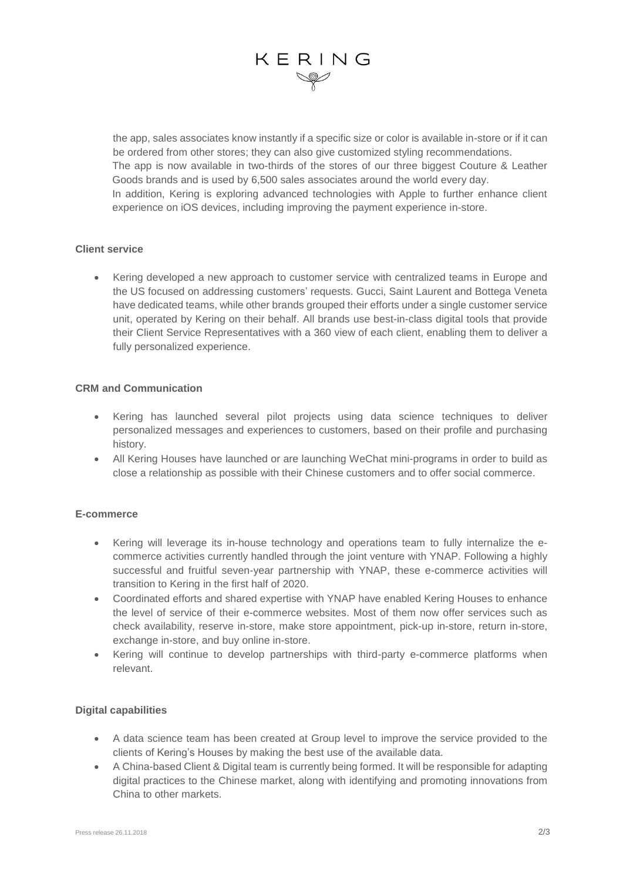the app, sales associates know instantly if a specific size or color is available in-store or if it can be ordered from other stores; they can also give customized styling recommendations.
The app is now available in two-thirds of the stores of our three biggest Couture & Leather Goods brands and is used by 6,500 sales associates around the world every day.
In addition, Kering is exploring advanced technologies with Apple to further enhance client experience on iOS devices, including improving the payment experience in-store.

**Client service**

- Kering developed a new approach to customer service with centralized teams in Europe and the US focused on addressing customers' requests. Gucci, Saint Laurent and Bottega Veneta have dedicated teams, while other brands grouped their efforts under a single customer service unit, operated by Kering on their behalf. All brands use best-in-class digital tools that provide their Client Service Representatives with a 360 view of each client, enabling them to deliver a fully personalized experience.

**CRM and Communication**

- Kering has launched several pilot projects using data science techniques to deliver personalized messages and experiences to customers, based on their profile and purchasing history.
- All Kering Houses have launched or are launching WeChat mini-programs in order to build as close a relationship as possible with their Chinese customers and to offer social commerce.

**E-commerce**

- Kering will leverage its in-house technology and operations team to fully internalize the e-commerce activities currently handled through the joint venture with YNAP. Following a highly successful and fruitful seven-year partnership with YNAP, these e-commerce activities will transition to Kering in the first half of 2020.
- Coordinated efforts and shared expertise with YNAP have enabled Kering Houses to enhance the level of service of their e-commerce websites. Most of them now offer services such as check availability, reserve in-store, make store appointment, pick-up in-store, return in-store, exchange in-store, and buy online in-store.
- Kering will continue to develop partnerships with third-party e-commerce platforms when relevant.

**Digital capabilities**

- A data science team has been created at Group level to improve the service provided to the clients of Kering's Houses by making the best use of the available data.
- A China-based Client & Digital team is currently being formed. It will be responsible for adapting digital practices to the Chinese market, along with identifying and promoting innovations from China to other markets.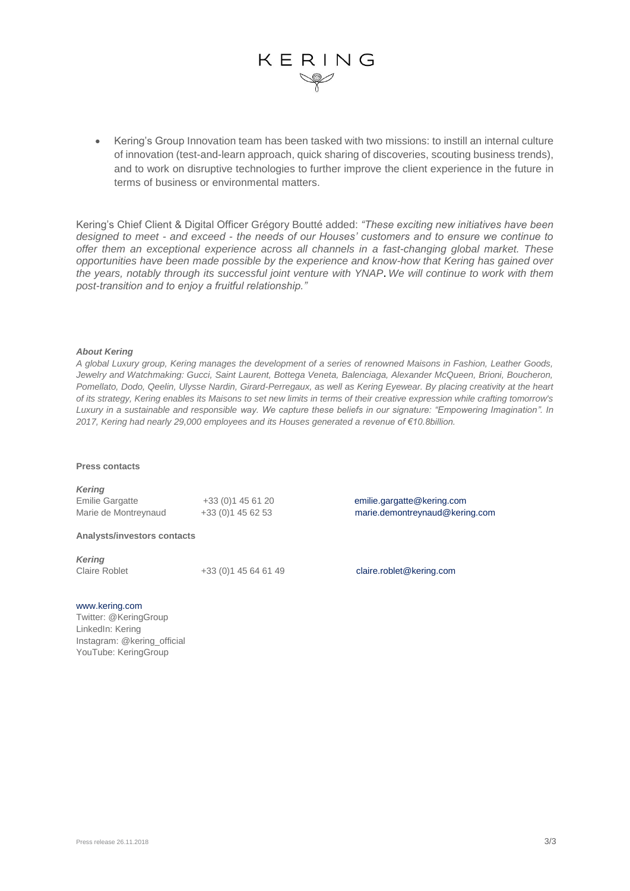- Kering's Group Innovation team has been tasked with two missions: to instill an internal culture of innovation (test-and-learn approach, quick sharing of discoveries, scouting business trends), and to work on disruptive technologies to further improve the client experience in the future in terms of business or environmental matters.

Kering's Chief Client & Digital Officer Grégory Boutté added: *"These exciting new initiatives have been designed to meet - and exceed - the needs of our Houses' customers and to ensure we continue to offer them an exceptional experience across all channels in a fast-changing global market. These opportunities have been made possible by the experience and know-how that Kering has gained over the years, notably through its successful joint venture with YNAP. We will continue to work with them post-transition and to enjoy a fruitful relationship."*

***About Kering***

*A global Luxury group, Kering manages the development of a series of renowned Maisons in Fashion, Leather Goods, Jewelry and Watchmaking: Gucci, Saint Laurent, Bottega Veneta, Balenciaga, Alexander McQueen, Brioni, Boucheron, Pomellato, Dodo, Qeelin, Ulysse Nardin, Girard-Perregaux, as well as Kering Eyewear. By placing creativity at the heart of its strategy, Kering enables its Maisons to set new limits in terms of their creative expression while crafting tomorrow's Luxury in a sustainable and responsible way. We capture these beliefs in our signature: "Empowering Imagination". In 2017, Kering had nearly 29,000 employees and its Houses generated a revenue of €10.8billion.*

**Press contacts**

***Kering***

| | | |
|---|---|---|
| Emilie Gargatte | +33 (0)1 45 61 20 | emilie.gargatte@kering.com |
| Marie de Montreynaud | +33 (0)1 45 62 53 | marie.demontreynaud@kering.com |

**Analysts/investors contacts**

***Kering***

| | | |
|---|---|---|
| Claire Roblet | +33 (0)1 45 64 61 49 | claire.roblet@kering.com |

www.kering.com
Twitter: @KeringGroup
LinkedIn: Kering
Instagram: @kering_official
YouTube: KeringGroup